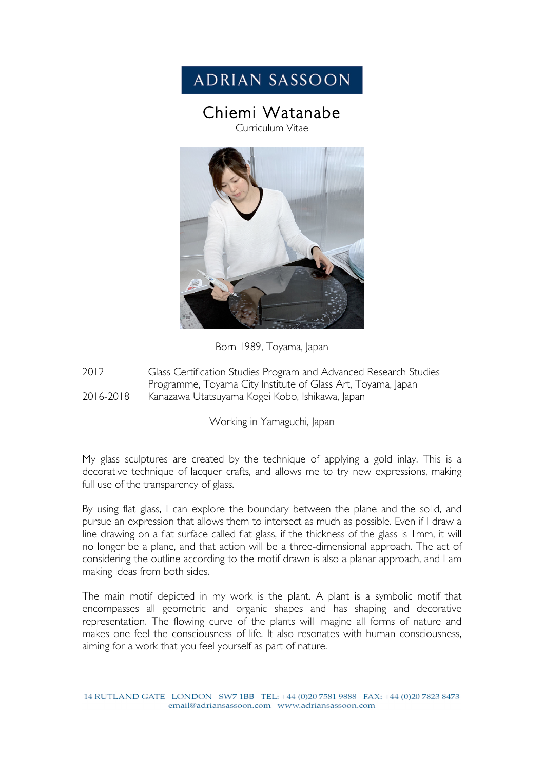ADRIAN SASSOON

# Chiemi Watanabe

Curriculum Vitae

Born 1989, Toyama, Japan

| | |
|---|---|
| 2012 | Glass Certification Studies Program and Advanced Research Studies Programme, Toyama City Institute of Glass Art, Toyama, Japan |
| 2016-2018 | Kanazawa Utatsuyama Kogei Kobo, Ishikawa, Japan |

Working in Yamaguchi, Japan

My glass sculptures are created by the technique of applying a gold inlay. This is a decorative technique of lacquer crafts, and allows me to try new expressions, making full use of the transparency of glass.

By using flat glass, I can explore the boundary between the plane and the solid, and pursue an expression that allows them to intersect as much as possible. Even if I draw a line drawing on a flat surface called flat glass, if the thickness of the glass is 1mm, it will no longer be a plane, and that action will be a three-dimensional approach. The act of considering the outline according to the motif drawn is also a planar approach, and I am making ideas from both sides.

The main motif depicted in my work is the plant. A plant is a symbolic motif that encompasses all geometric and organic shapes and has shaping and decorative representation. The flowing curve of the plants will imagine all forms of nature and makes one feel the consciousness of life. It also resonates with human consciousness, aiming for a work that you feel yourself as part of nature.

14 RUTLAND GATE LONDON SW7 1BB TEL: +44 (0)20 7581 9888 FAX: +44 (0)20 7823 8473
email@adriansassoon.com www.adriansassoon.com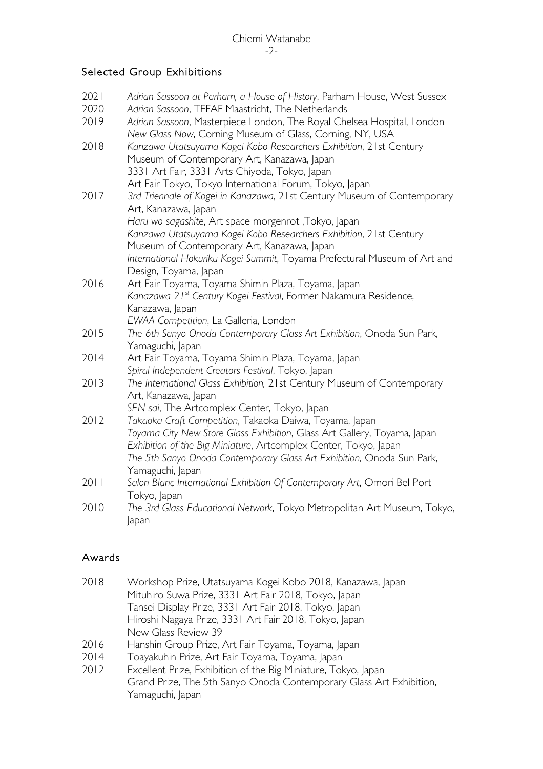## Selected Group Exhibitions

2021 *Adrian Sassoon at Parham, a House of History*, Parham House, West Sussex
2020 *Adrian Sassoon*, TEFAF Maastricht, The Netherlands
2019 *Adrian Sassoon*, Masterpiece London, The Royal Chelsea Hospital, London
*New Glass Now*, Corning Museum of Glass, Corning, NY, USA
2018 *Kanzawa Utatsuyama Kogei Kobo Researchers Exhibition*, 21st Century Museum of Contemporary Art, Kanazawa, Japan
3331 Art Fair, 3331 Arts Chiyoda, Tokyo, Japan
Art Fair Tokyo, Tokyo International Forum, Tokyo, Japan
2017 *3rd Triennale of Kogei in Kanazawa*, 21st Century Museum of Contemporary Art, Kanazawa, Japan
*Haru wo sagashite*, Art space morgenrot ,Tokyo, Japan
*Kanzawa Utatsuyama Kogei Kobo Researchers Exhibition*, 21st Century Museum of Contemporary Art, Kanazawa, Japan
*International Hokuriku Kogei Summit*, Toyama Prefectural Museum of Art and Design, Toyama, Japan
2016 Art Fair Toyama, Toyama Shimin Plaza, Toyama, Japan
*Kanazawa 21st Century Kogei Festival*, Former Nakamura Residence, Kanazawa, Japan
*EWAA Competition*, La Galleria, London
2015 *The 6th Sanyo Onoda Contemporary Glass Art Exhibition*, Onoda Sun Park, Yamaguchi, Japan
2014 Art Fair Toyama, Toyama Shimin Plaza, Toyama, Japan
*Spiral Independent Creators Festival*, Tokyo, Japan
2013 *The International Glass Exhibition,* 21st Century Museum of Contemporary Art, Kanazawa, Japan
*SEN sai*, The Artcomplex Center, Tokyo, Japan
2012 *Takaoka Craft Competition*, Takaoka Daiwa, Toyama, Japan
*Toyama City New Store Glass Exhibition*, Glass Art Gallery, Toyama, Japan
*Exhibition of the Big Miniature*, Artcomplex Center, Tokyo, Japan
*The 5th Sanyo Onoda Contemporary Glass Art Exhibition,* Onoda Sun Park, Yamaguchi, Japan
2011 *Salon Blanc International Exhibition Of Contemporary Art*, Omori Bel Port Tokyo, Japan
2010 *The 3rd Glass Educational Network*, Tokyo Metropolitan Art Museum, Tokyo, Japan

## Awards

2018 Workshop Prize, Utatsuyama Kogei Kobo 2018, Kanazawa, Japan
Mituhiro Suwa Prize, 3331 Art Fair 2018, Tokyo, Japan
Tansei Display Prize, 3331 Art Fair 2018, Tokyo, Japan
Hiroshi Nagaya Prize, 3331 Art Fair 2018, Tokyo, Japan
New Glass Review 39
2016 Hanshin Group Prize, Art Fair Toyama, Toyama, Japan
2014 Toayakuhin Prize, Art Fair Toyama, Toyama, Japan
2012 Excellent Prize, Exhibition of the Big Miniature, Tokyo, Japan
Grand Prize, The 5th Sanyo Onoda Contemporary Glass Art Exhibition, Yamaguchi, Japan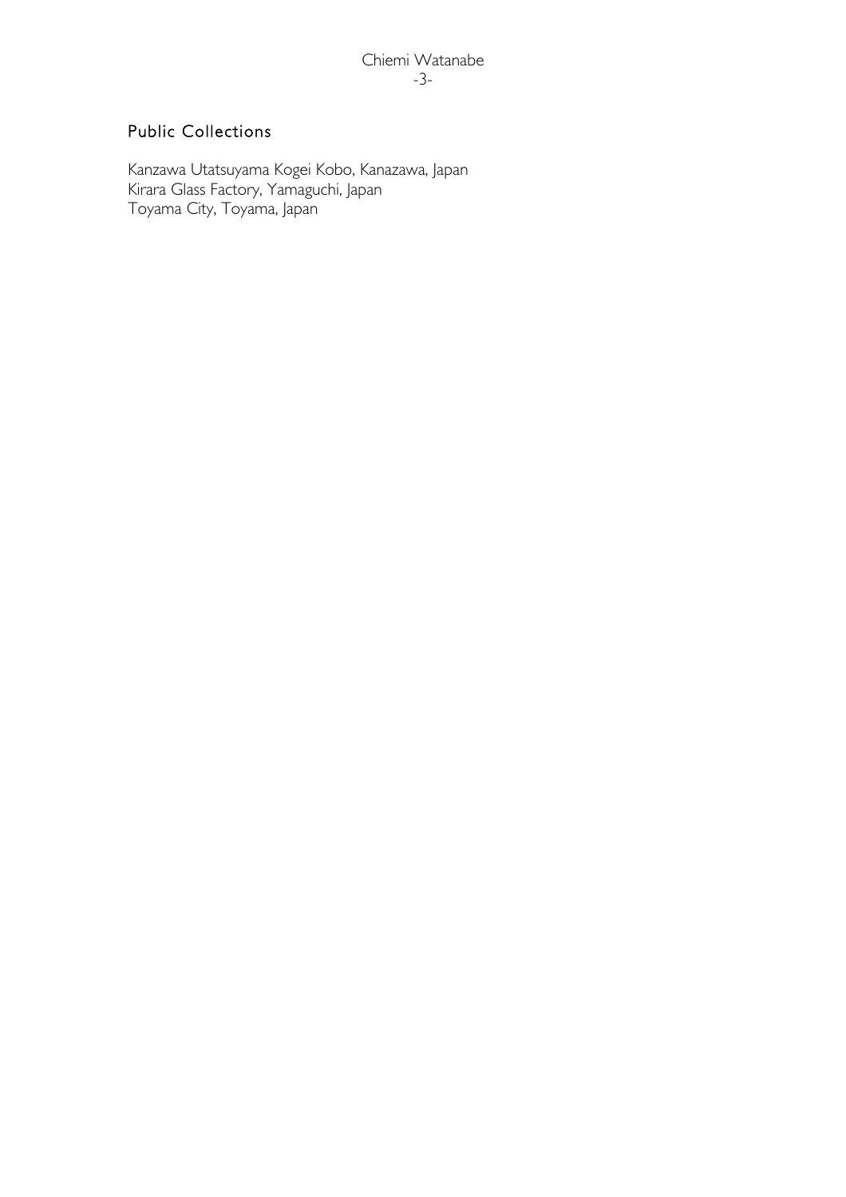## Public Collections

Kanzawa Utatsuyama Kogei Kobo, Kanazawa, Japan
Kirara Glass Factory, Yamaguchi, Japan
Toyama City, Toyama, Japan